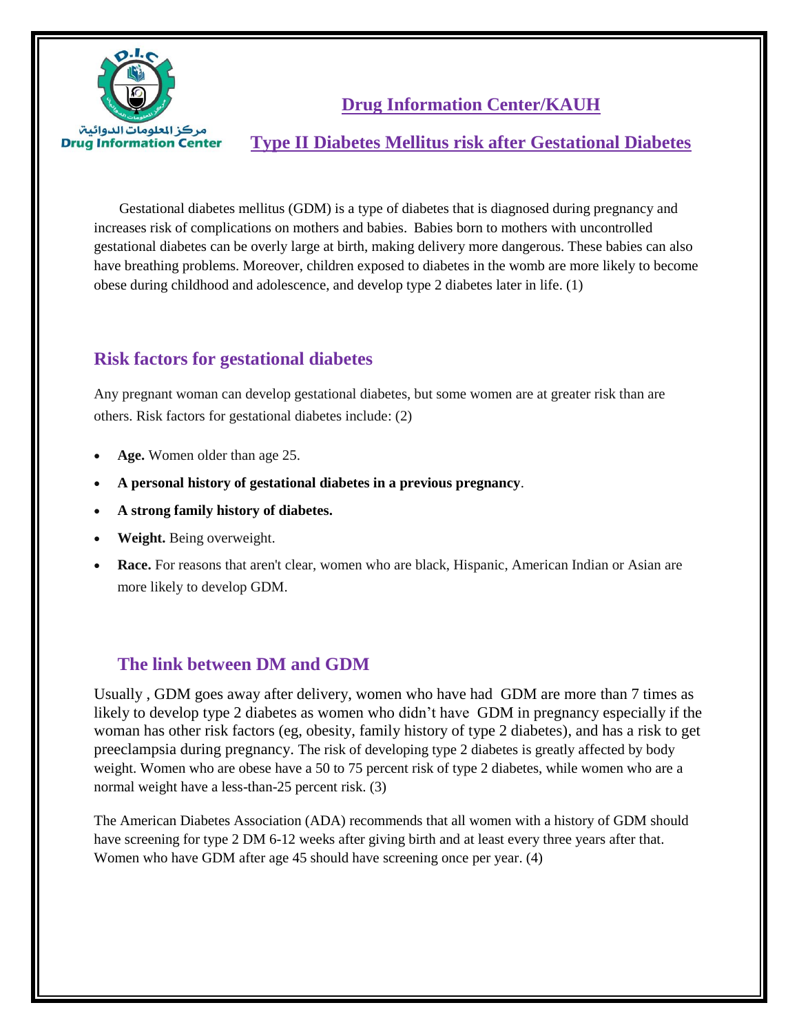مركز المعلومات الدوائية
Drug Information Center

# Drug Information Center/KAUH

## Type II Diabetes Mellitus risk after Gestational Diabetes

Gestational diabetes mellitus (GDM) is a type of diabetes that is diagnosed during pregnancy and increases risk of complications on mothers and babies. Babies born to mothers with uncontrolled gestational diabetes can be overly large at birth, making delivery more dangerous. These babies can also have breathing problems. Moreover, children exposed to diabetes in the womb are more likely to become obese during childhood and adolescence, and develop type 2 diabetes later in life. (1)

### Risk factors for gestational diabetes

Any pregnant woman can develop gestational diabetes, but some women are at greater risk than are others. Risk factors for gestational diabetes include: (2)

- **Age.** Women older than age 25.
- **A personal history of gestational diabetes in a previous pregnancy**.
- **A strong family history of diabetes.**
- **Weight.** Being overweight.
- **Race.** For reasons that aren't clear, women who are black, Hispanic, American Indian or Asian are more likely to develop GDM.

### The link between DM and GDM

Usually , GDM goes away after delivery, women who have had GDM are more than 7 times as likely to develop type 2 diabetes as women who didn't have GDM in pregnancy especially if the woman has other risk factors (eg, obesity, family history of type 2 diabetes), and has a risk to get preeclampsia during pregnancy. The risk of developing type 2 diabetes is greatly affected by body weight. Women who are obese have a 50 to 75 percent risk of type 2 diabetes, while women who are a normal weight have a less-than-25 percent risk. (3)

The American Diabetes Association (ADA) recommends that all women with a history of GDM should have screening for type 2 DM 6-12 weeks after giving birth and at least every three years after that. Women who have GDM after age 45 should have screening once per year. (4)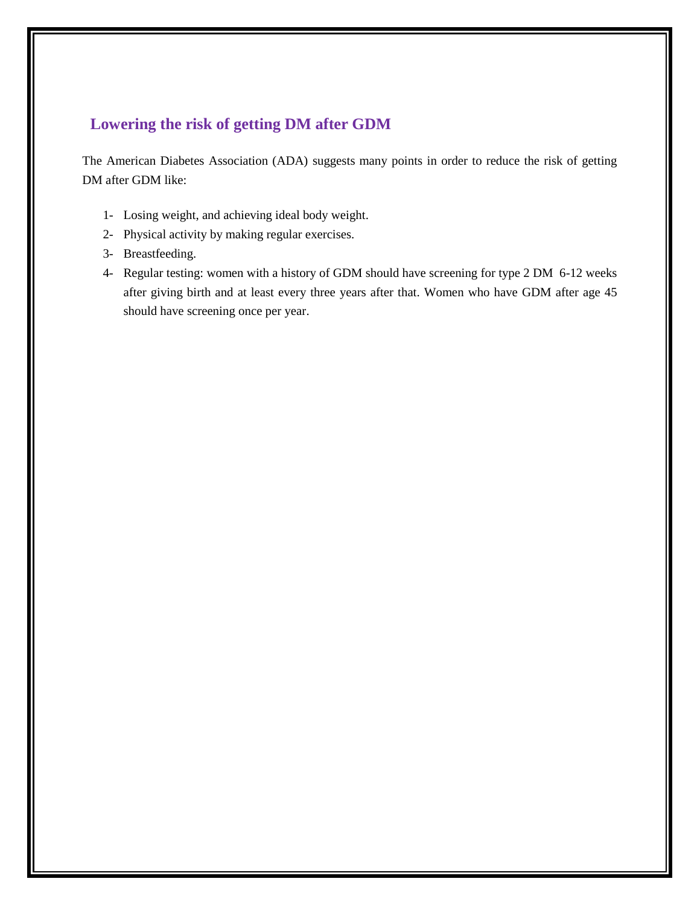## Lowering the risk of getting DM after GDM

The American Diabetes Association (ADA) suggests many points in order to reduce the risk of getting DM after GDM like:

1- Losing weight, and achieving ideal body weight.
2- Physical activity by making regular exercises.
3- Breastfeeding.
4- Regular testing: women with a history of GDM should have screening for type 2 DM 6-12 weeks after giving birth and at least every three years after that. Women who have GDM after age 45 should have screening once per year.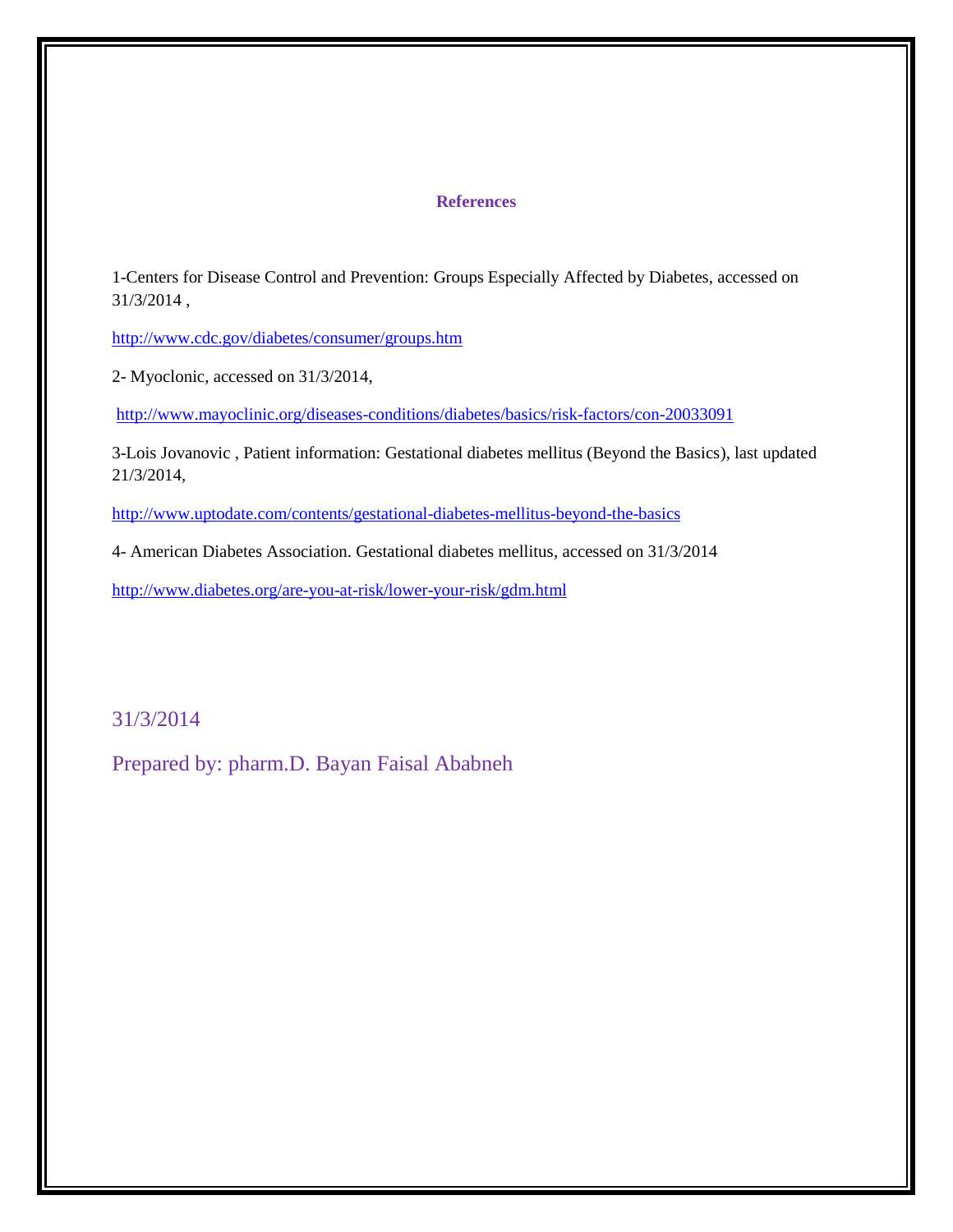## References

1-Centers for Disease Control and Prevention: Groups Especially Affected by Diabetes, accessed on 31/3/2014 ,

http://www.cdc.gov/diabetes/consumer/groups.htm

2- Myoclonic, accessed on 31/3/2014,

http://www.mayoclinic.org/diseases-conditions/diabetes/basics/risk-factors/con-20033091

3-Lois Jovanovic , Patient information: Gestational diabetes mellitus (Beyond the Basics), last updated 21/3/2014,

http://www.uptodate.com/contents/gestational-diabetes-mellitus-beyond-the-basics

4- American Diabetes Association. Gestational diabetes mellitus, accessed on 31/3/2014

http://www.diabetes.org/are-you-at-risk/lower-your-risk/gdm.html

31/3/2014

Prepared by: pharm.D. Bayan Faisal Ababneh